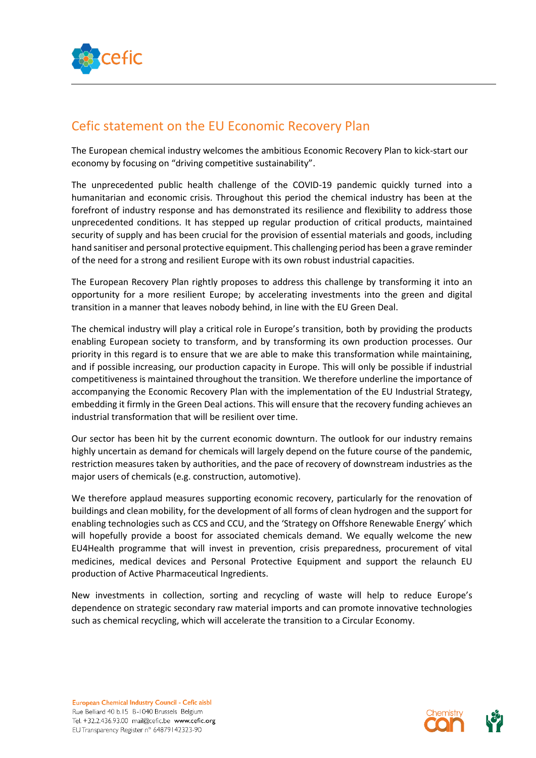## Cefic statement on the EU Economic Recovery Plan

The European chemical industry welcomes the ambitious Economic Recovery Plan to kick-start our economy by focusing on "driving competitive sustainability".

The unprecedented public health challenge of the COVID-19 pandemic quickly turned into a humanitarian and economic crisis. Throughout this period the chemical industry has been at the forefront of industry response and has demonstrated its resilience and flexibility to address those unprecedented conditions. It has stepped up regular production of critical products, maintained security of supply and has been crucial for the provision of essential materials and goods, including hand sanitiser and personal protective equipment. This challenging period has been a grave reminder of the need for a strong and resilient Europe with its own robust industrial capacities.

The European Recovery Plan rightly proposes to address this challenge by transforming it into an opportunity for a more resilient Europe; by accelerating investments into the green and digital transition in a manner that leaves nobody behind, in line with the EU Green Deal.

The chemical industry will play a critical role in Europe's transition, both by providing the products enabling European society to transform, and by transforming its own production processes. Our priority in this regard is to ensure that we are able to make this transformation while maintaining, and if possible increasing, our production capacity in Europe. This will only be possible if industrial competitiveness is maintained throughout the transition. We therefore underline the importance of accompanying the Economic Recovery Plan with the implementation of the EU Industrial Strategy, embedding it firmly in the Green Deal actions. This will ensure that the recovery funding achieves an industrial transformation that will be resilient over time.

Our sector has been hit by the current economic downturn. The outlook for our industry remains highly uncertain as demand for chemicals will largely depend on the future course of the pandemic, restriction measures taken by authorities, and the pace of recovery of downstream industries as the major users of chemicals (e.g. construction, automotive).

We therefore applaud measures supporting economic recovery, particularly for the renovation of buildings and clean mobility, for the development of all forms of clean hydrogen and the support for enabling technologies such as CCS and CCU, and the 'Strategy on Offshore Renewable Energy' which will hopefully provide a boost for associated chemicals demand. We equally welcome the new EU4Health programme that will invest in prevention, crisis preparedness, procurement of vital medicines, medical devices and Personal Protective Equipment and support the relaunch EU production of Active Pharmaceutical Ingredients.

New investments in collection, sorting and recycling of waste will help to reduce Europe's dependence on strategic secondary raw material imports and can promote innovative technologies such as chemical recycling, which will accelerate the transition to a Circular Economy.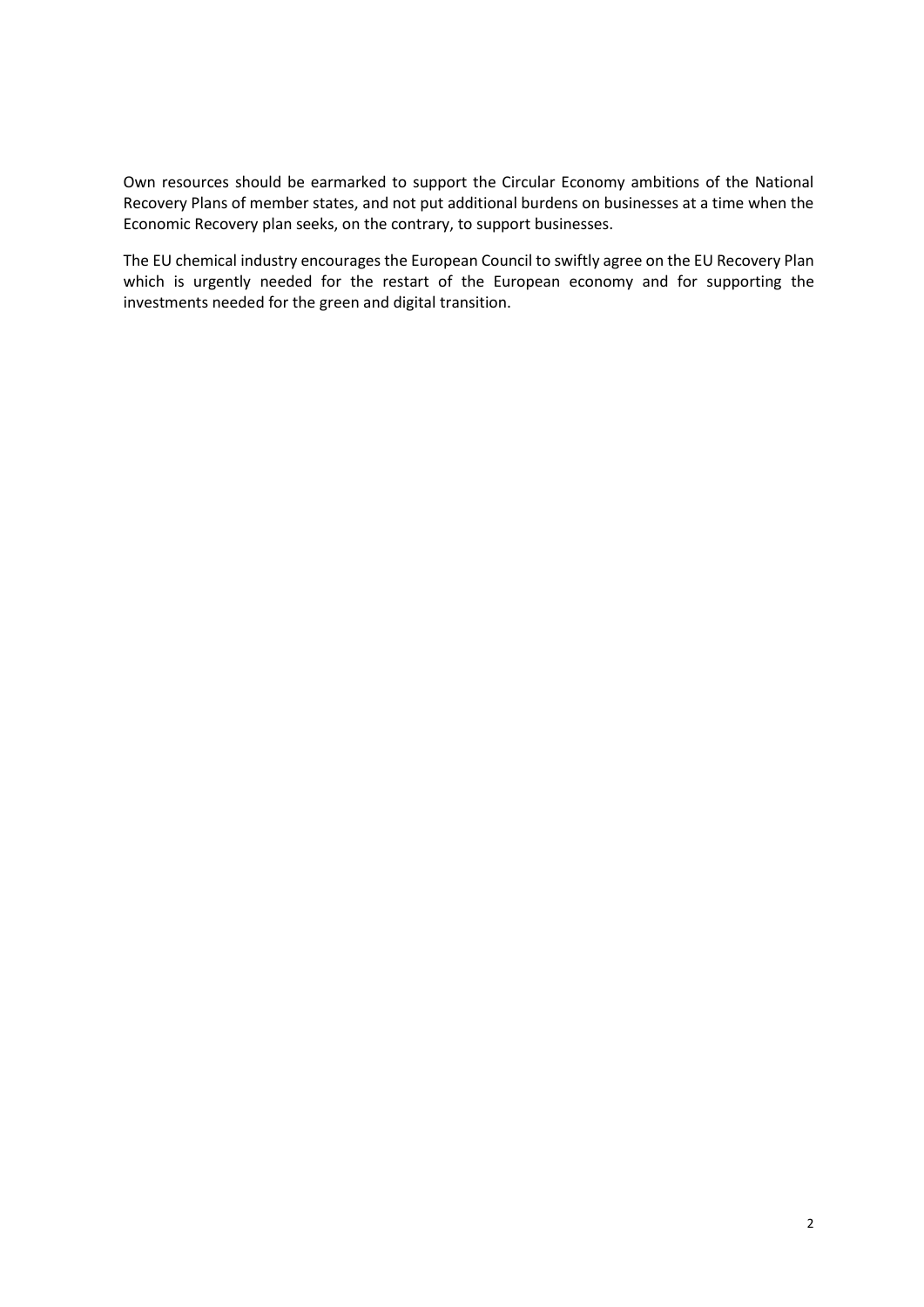Own resources should be earmarked to support the Circular Economy ambitions of the National Recovery Plans of member states, and not put additional burdens on businesses at a time when the Economic Recovery plan seeks, on the contrary, to support businesses.

The EU chemical industry encourages the European Council to swiftly agree on the EU Recovery Plan which is urgently needed for the restart of the European economy and for supporting the investments needed for the green and digital transition.